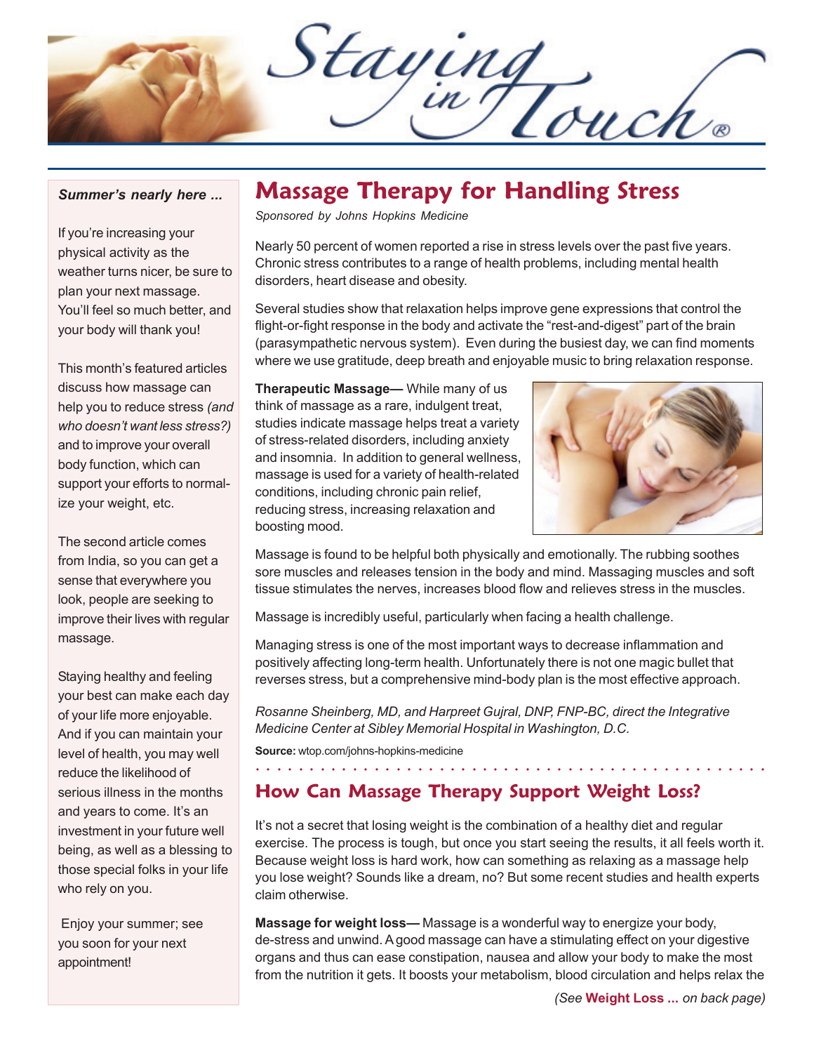# Staying in Touch®

**_Summer's nearly here ..._**

If you're increasing your physical activity as the weather turns nicer, be sure to plan your next massage. You'll feel so much better, and your body will thank you!

This month's featured articles discuss how massage can help you to reduce stress *(and who doesn't want less stress?)* and to improve your overall body function, which can support your efforts to normalize your weight, etc.

The second article comes from India, so you can get a sense that everywhere you look, people are seeking to improve their lives with regular massage.

Staying healthy and feeling your best can make each day of your life more enjoyable. And if you can maintain your level of health, you may well reduce the likelihood of serious illness in the months and years to come. It's an investment in your future well being, as well as a blessing to those special folks in your life who rely on you.

Enjoy your summer; see you soon for your next appointment!

## Massage Therapy for Handling Stress

*Sponsored by Johns Hopkins Medicine*

Nearly 50 percent of women reported a rise in stress levels over the past five years. Chronic stress contributes to a range of health problems, including mental health disorders, heart disease and obesity.

Several studies show that relaxation helps improve gene expressions that control the flight-or-fight response in the body and activate the "rest-and-digest" part of the brain (parasympathetic nervous system). Even during the busiest day, we can find moments where we use gratitude, deep breath and enjoyable music to bring relaxation response.

**Therapeutic Massage—** While many of us think of massage as a rare, indulgent treat, studies indicate massage helps treat a variety of stress-related disorders, including anxiety and insomnia. In addition to general wellness, massage is used for a variety of health-related conditions, including chronic pain relief, reducing stress, increasing relaxation and boosting mood.

Massage is found to be helpful both physically and emotionally. The rubbing soothes sore muscles and releases tension in the body and mind. Massaging muscles and soft tissue stimulates the nerves, increases blood flow and relieves stress in the muscles.

Massage is incredibly useful, particularly when facing a health challenge.

Managing stress is one of the most important ways to decrease inflammation and positively affecting long-term health. Unfortunately there is not one magic bullet that reverses stress, but a comprehensive mind-body plan is the most effective approach.

*Rosanne Sheinberg, MD, and Harpreet Gujral, DNP, FNP-BC, direct the Integrative Medicine Center at Sibley Memorial Hospital in Washington, D.C.*

**Source:** wtop.com/johns-hopkins-medicine

## How Can Massage Therapy Support Weight Loss?

It's not a secret that losing weight is the combination of a healthy diet and regular exercise. The process is tough, but once you start seeing the results, it all feels worth it. Because weight loss is hard work, how can something as relaxing as a massage help you lose weight? Sounds like a dream, no? But some recent studies and health experts claim otherwise.

**Massage for weight loss—** Massage is a wonderful way to energize your body, de-stress and unwind. A good massage can have a stimulating effect on your digestive organs and thus can ease constipation, nausea and allow your body to make the most from the nutrition it gets. It boosts your metabolism, blood circulation and helps relax the

*(See **Weight Loss ...** on back page)*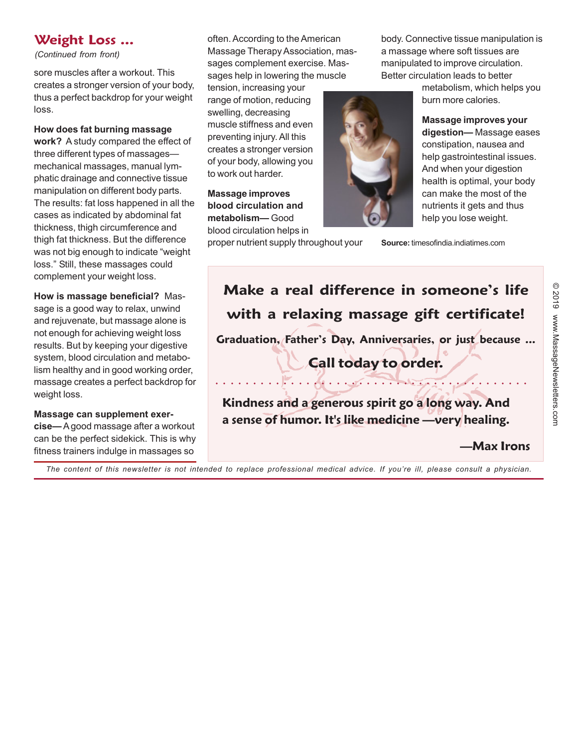## Weight Loss ...

*(Continued from front)*

sore muscles after a workout. This creates a stronger version of your body, thus a perfect backdrop for your weight loss.

**How does fat burning massage work?** A study compared the effect of three different types of massages—mechanical massages, manual lymphatic drainage and connective tissue manipulation on different body parts. The results: fat loss happened in all the cases as indicated by abdominal fat thickness, thigh circumference and thigh fat thickness. But the difference was not big enough to indicate "weight loss." Still, these massages could complement your weight loss.

**How is massage beneficial?** Massage is a good way to relax, unwind and rejuvenate, but massage alone is not enough for achieving weight loss results. But by keeping your digestive system, blood circulation and metabolism healthy and in good working order, massage creates a perfect backdrop for weight loss.

**Massage can supplement exercise—** A good massage after a workout can be the perfect sidekick. This is why fitness trainers indulge in massages so often. According to the American Massage Therapy Association, massages complement exercise. Massages help in lowering the muscle tension, increasing your range of motion, reducing swelling, decreasing muscle stiffness and even preventing injury. All this creates a stronger version of your body, allowing you to work out harder.

**Massage improves blood circulation and metabolism—** Good blood circulation helps in proper nutrient supply throughout your body. Connective tissue manipulation is a massage where soft tissues are manipulated to improve circulation. Better circulation leads to better metabolism, which helps you burn more calories.

**Massage improves your digestion—** Massage eases constipation, nausea and help gastrointestinal issues. And when your digestion health is optimal, your body can make the most of the nutrients it gets and thus help you lose weight.

**Source:** timesofindia.indiatimes.com

---

**Make a real difference in someone's life with a relaxing massage gift certificate!**

**Graduation, Father's Day, Anniversaries, or just because ...**

**Call today to order.**

---

**Kindness and a generous spirit go a long way. And a sense of humor. It's like medicine —very healing.**

**—Max Irons**

*The content of this newsletter is not intended to replace professional medical advice. If you're ill, please consult a physician.*

© 2019 www.MassageNewsletters.com